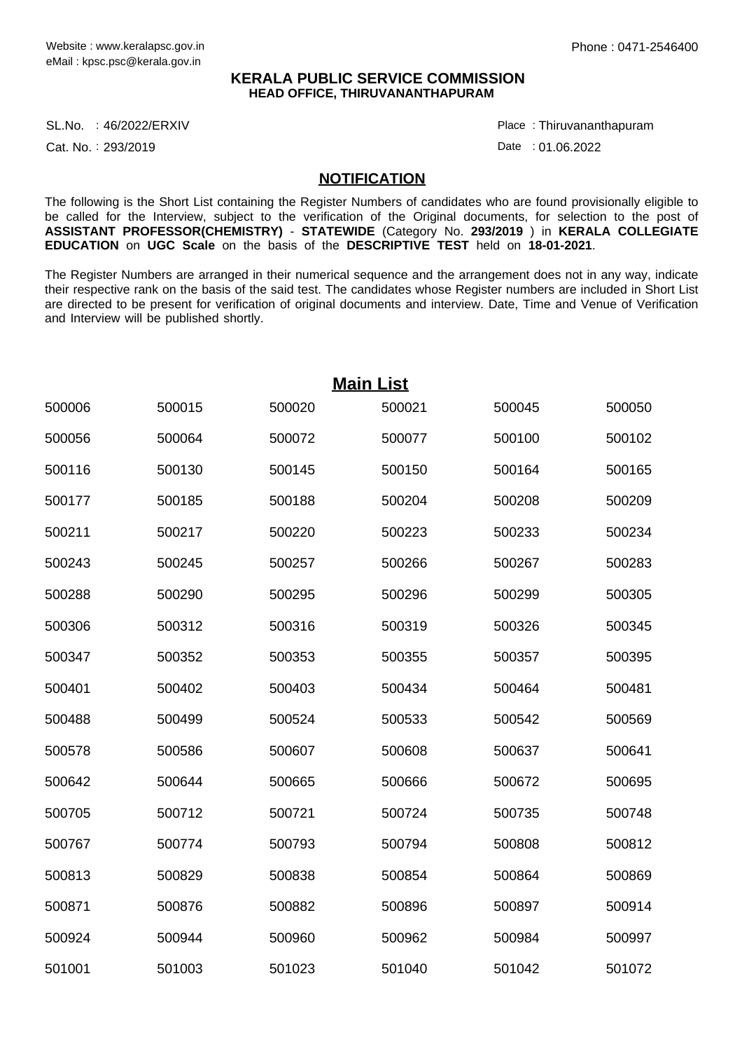Website : www.keralapsc.gov.in
eMail : kpsc.psc@kerala.gov.in

Phone : 0471-2546400

**KERALA PUBLIC SERVICE COMMISSION**
**HEAD OFFICE, THIRUVANANTHAPURAM**

SL.No. : 46/2022/ERXIV

Cat. No. : 293/2019

Place : Thiruvananthapuram

Date : 01.06.2022

## NOTIFICATION

The following is the Short List containing the Register Numbers of candidates who are found provisionally eligible to be called for the Interview, subject to the verification of the Original documents, for selection to the post of **ASSISTANT PROFESSOR(CHEMISTRY)** - **STATEWIDE** (Category No. **293/2019** ) in **KERALA COLLEGIATE EDUCATION** on **UGC Scale** on the basis of the **DESCRIPTIVE TEST** held on **18-01-2021**.

The Register Numbers are arranged in their numerical sequence and the arrangement does not in any way, indicate their respective rank on the basis of the said test. The candidates whose Register numbers are included in Short List are directed to be present for verification of original documents and interview. Date, Time and Venue of Verification and Interview will be published shortly.

## Main List

| | | | | | |
|---|---|---|---|---|---|
| 500006 | 500015 | 500020 | 500021 | 500045 | 500050 |
| 500056 | 500064 | 500072 | 500077 | 500100 | 500102 |
| 500116 | 500130 | 500145 | 500150 | 500164 | 500165 |
| 500177 | 500185 | 500188 | 500204 | 500208 | 500209 |
| 500211 | 500217 | 500220 | 500223 | 500233 | 500234 |
| 500243 | 500245 | 500257 | 500266 | 500267 | 500283 |
| 500288 | 500290 | 500295 | 500296 | 500299 | 500305 |
| 500306 | 500312 | 500316 | 500319 | 500326 | 500345 |
| 500347 | 500352 | 500353 | 500355 | 500357 | 500395 |
| 500401 | 500402 | 500403 | 500434 | 500464 | 500481 |
| 500488 | 500499 | 500524 | 500533 | 500542 | 500569 |
| 500578 | 500586 | 500607 | 500608 | 500637 | 500641 |
| 500642 | 500644 | 500665 | 500666 | 500672 | 500695 |
| 500705 | 500712 | 500721 | 500724 | 500735 | 500748 |
| 500767 | 500774 | 500793 | 500794 | 500808 | 500812 |
| 500813 | 500829 | 500838 | 500854 | 500864 | 500869 |
| 500871 | 500876 | 500882 | 500896 | 500897 | 500914 |
| 500924 | 500944 | 500960 | 500962 | 500984 | 500997 |
| 501001 | 501003 | 501023 | 501040 | 501042 | 501072 |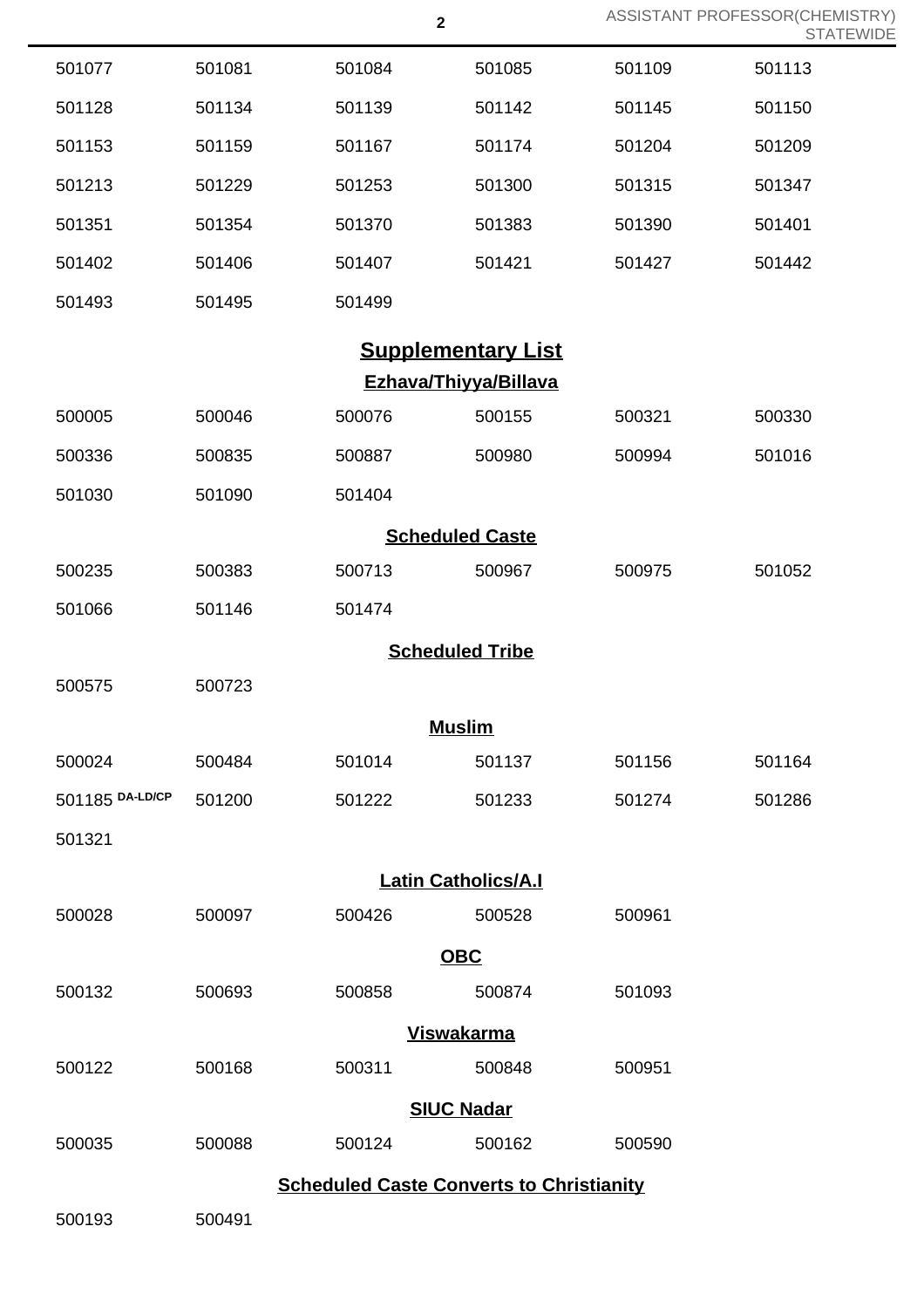| | | | | | |
|---|---|---|---|---|---|
| 501077 | 501081 | 501084 | 501085 | 501109 | 501113 |
| 501128 | 501134 | 501139 | 501142 | 501145 | 501150 |
| 501153 | 501159 | 501167 | 501174 | 501204 | 501209 |
| 501213 | 501229 | 501253 | 501300 | 501315 | 501347 |
| 501351 | 501354 | 501370 | 501383 | 501390 | 501401 |
| 501402 | 501406 | 501407 | 501421 | 501427 | 501442 |
| 501493 | 501495 | 501499 | | | |

## Supplementary List

### Ezhava/Thiyya/Billava

| | | | | | |
|---|---|---|---|---|---|
| 500005 | 500046 | 500076 | 500155 | 500321 | 500330 |
| 500336 | 500835 | 500887 | 500980 | 500994 | 501016 |
| 501030 | 501090 | 501404 | | | |

### Scheduled Caste

| | | | | | |
|---|---|---|---|---|---|
| 500235 | 500383 | 500713 | 500967 | 500975 | 501052 |
| 501066 | 501146 | 501474 | | | |

### Scheduled Tribe

| | |
|---|---|
| 500575 | 500723 |

### Muslim

| | | | | | |
|---|---|---|---|---|---|
| 500024 | 500484 | 501014 | 501137 | 501156 | 501164 |
| 501185 DA-LD/CP | 501200 | 501222 | 501233 | 501274 | 501286 |
| 501321 | | | | | |

### Latin Catholics/A.I

| | | | | |
|---|---|---|---|---|
| 500028 | 500097 | 500426 | 500528 | 500961 |

### OBC

| | | | | |
|---|---|---|---|---|
| 500132 | 500693 | 500858 | 500874 | 501093 |

### Viswakarma

| | | | | |
|---|---|---|---|---|
| 500122 | 500168 | 500311 | 500848 | 500951 |

### SIUC Nadar

| | | | | |
|---|---|---|---|---|
| 500035 | 500088 | 500124 | 500162 | 500590 |

### Scheduled Caste Converts to Christianity

| | |
|---|---|
| 500193 | 500491 |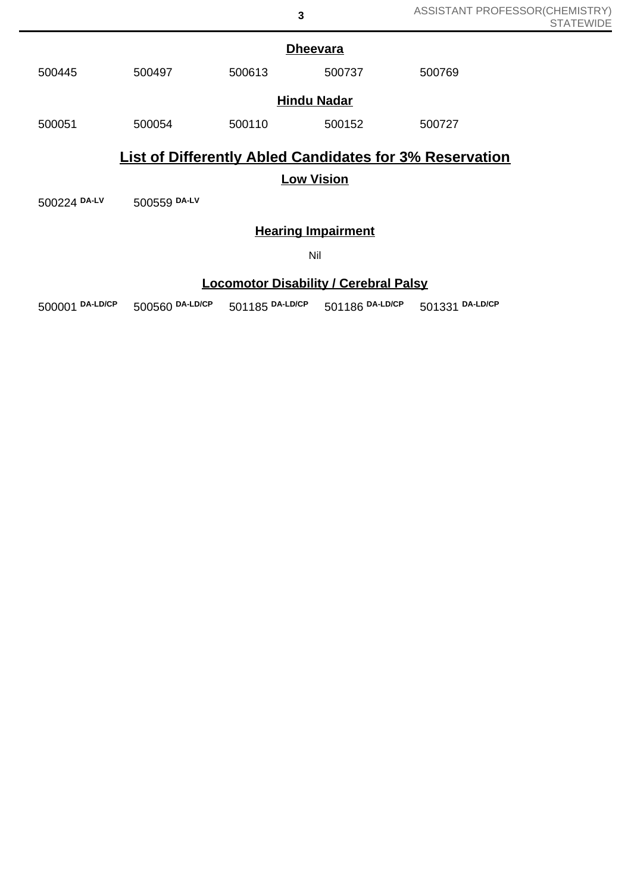### Dheevara

500445 500497 500613 500737 500769

### Hindu Nadar

500051 500054 500110 500152 500727

## List of Differently Abled Candidates for 3% Reservation

### Low Vision

500224 DA-LV 500559 DA-LV

### Hearing Impairment

Nil

### Locomotor Disability / Cerebral Palsy

500001 DA-LD/CP 500560 DA-LD/CP 501185 DA-LD/CP 501186 DA-LD/CP 501331 DA-LD/CP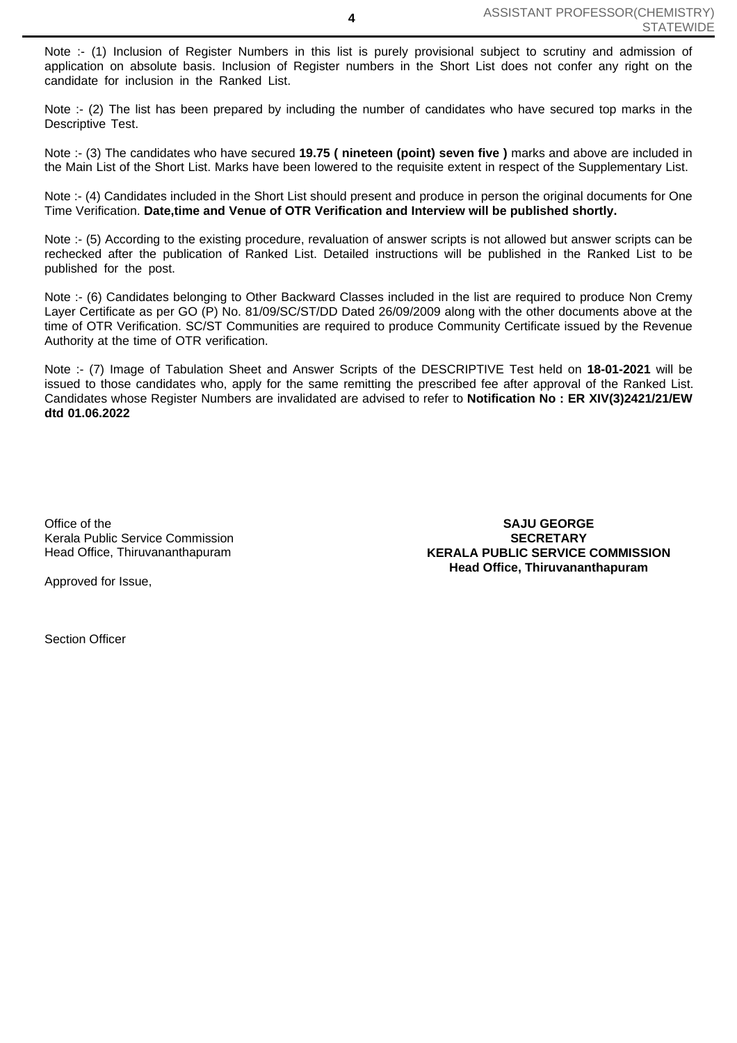Note :- (1) Inclusion of Register Numbers in this list is purely provisional subject to scrutiny and admission of application on absolute basis. Inclusion of Register numbers in the Short List does not confer any right on the candidate for inclusion in the Ranked List.

Note :- (2) The list has been prepared by including the number of candidates who have secured top marks in the Descriptive Test.

Note :- (3) The candidates who have secured **19.75 ( nineteen (point) seven five )** marks and above are included in the Main List of the Short List. Marks have been lowered to the requisite extent in respect of the Supplementary List.

Note :- (4) Candidates included in the Short List should present and produce in person the original documents for One Time Verification. **Date,time and Venue of OTR Verification and Interview will be published shortly.**

Note :- (5) According to the existing procedure, revaluation of answer scripts is not allowed but answer scripts can be rechecked after the publication of Ranked List. Detailed instructions will be published in the Ranked List to be published for the post.

Note :- (6) Candidates belonging to Other Backward Classes included in the list are required to produce Non Cremy Layer Certificate as per GO (P) No. 81/09/SC/ST/DD Dated 26/09/2009 along with the other documents above at the time of OTR Verification. SC/ST Communities are required to produce Community Certificate issued by the Revenue Authority at the time of OTR verification.

Note :- (7) Image of Tabulation Sheet and Answer Scripts of the DESCRIPTIVE Test held on **18-01-2021** will be issued to those candidates who, apply for the same remitting the prescribed fee after approval of the Ranked List. Candidates whose Register Numbers are invalidated are advised to refer to **Notification No : ER XIV(3)2421/21/EW dtd 01.06.2022**

Office of the
Kerala Public Service Commission
Head Office, Thiruvananthapuram

**SAJU GEORGE**
**SECRETARY**
**KERALA PUBLIC SERVICE COMMISSION**
**Head Office, Thiruvananthapuram**

Approved for Issue,

Section Officer